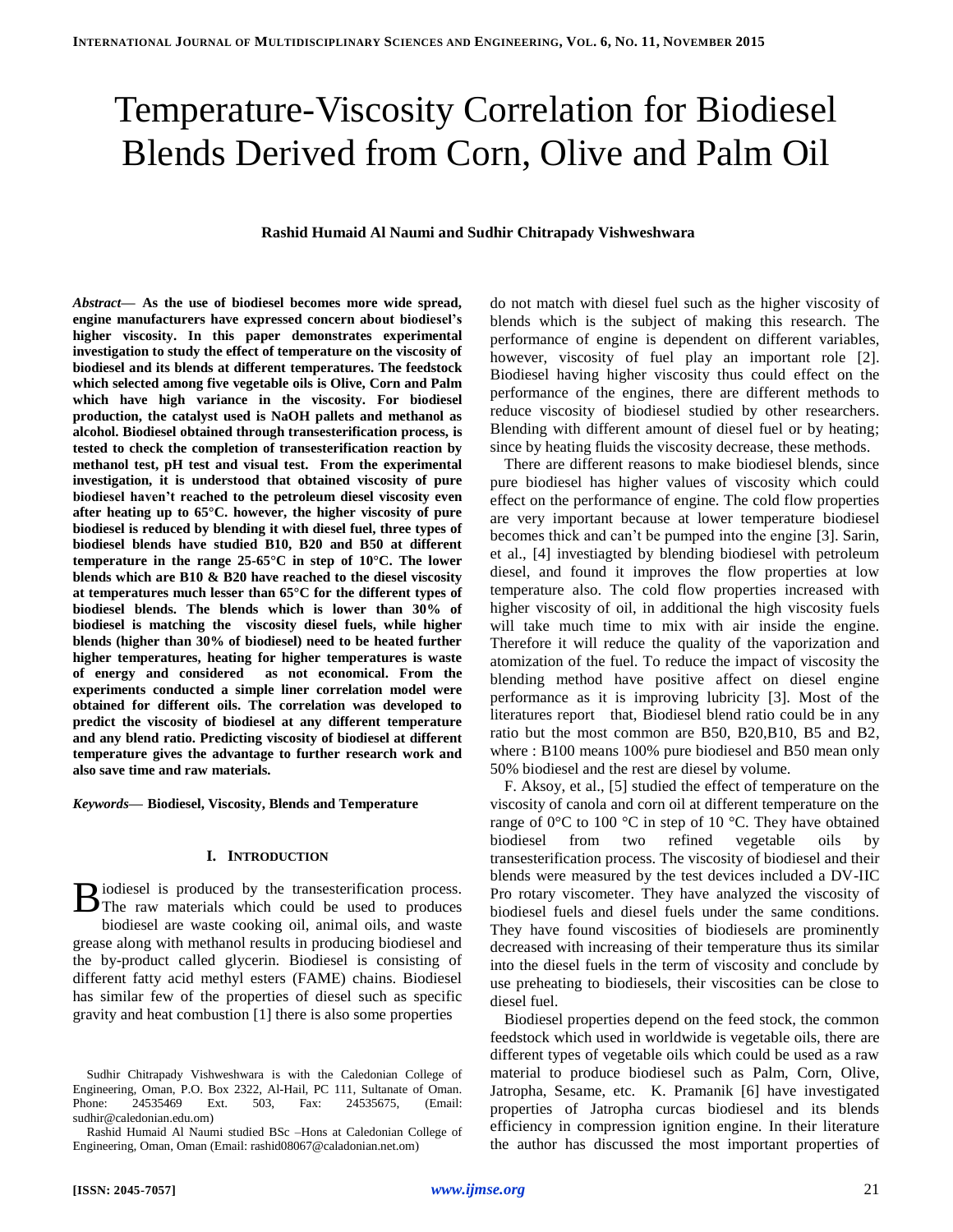# Temperature-Viscosity Correlation for Biodiesel Blends Derived from Corn, Olive and Palm Oil

**Rashid Humaid Al Naumi and Sudhir Chitrapady Vishweshwara**

***Abstract*— As the use of biodiesel becomes more wide spread, engine manufacturers have expressed concern about biodiesel's higher viscosity. In this paper demonstrates experimental investigation to study the effect of temperature on the viscosity of biodiesel and its blends at different temperatures. The feedstock which selected among five vegetable oils is Olive, Corn and Palm which have high variance in the viscosity. For biodiesel production, the catalyst used is NaOH pallets and methanol as alcohol. Biodiesel obtained through transesterification process, is tested to check the completion of transesterification reaction by methanol test, pH test and visual test. From the experimental investigation, it is understood that obtained viscosity of pure biodiesel haven't reached to the petroleum diesel viscosity even after heating up to 65°C. however, the higher viscosity of pure biodiesel is reduced by blending it with diesel fuel, three types of biodiesel blends have studied B10, B20 and B50 at different temperature in the range 25-65°C in step of 10°C. The lower blends which are B10 & B20 have reached to the diesel viscosity at temperatures much lesser than 65°C for the different types of biodiesel blends. The blends which is lower than 30% of biodiesel is matching the viscosity diesel fuels, while higher blends (higher than 30% of biodiesel) need to be heated further higher temperatures, heating for higher temperatures is waste of energy and considered as not economical. From the experiments conducted a simple liner correlation model were obtained for different oils. The correlation was developed to predict the viscosity of biodiesel at any different temperature and any blend ratio. Predicting viscosity of biodiesel at different temperature gives the advantage to further research work and also save time and raw materials.**

***Keywords*— Biodiesel, Viscosity, Blends and Temperature**

## I. Introduction

Biodiesel is produced by the transesterification process. The raw materials which could be used to produces biodiesel are waste cooking oil, animal oils, and waste grease along with methanol results in producing biodiesel and the by-product called glycerin. Biodiesel is consisting of different fatty acid methyl esters (FAME) chains. Biodiesel has similar few of the properties of diesel such as specific gravity and heat combustion [1] there is also some properties do not match with diesel fuel such as the higher viscosity of blends which is the subject of making this research. The performance of engine is dependent on different variables, however, viscosity of fuel play an important role [2]. Biodiesel having higher viscosity thus could effect on the performance of the engines, there are different methods to reduce viscosity of biodiesel studied by other researchers. Blending with different amount of diesel fuel or by heating; since by heating fluids the viscosity decrease, these methods.

There are different reasons to make biodiesel blends, since pure biodiesel has higher values of viscosity which could effect on the performance of engine. The cold flow properties are very important because at lower temperature biodiesel becomes thick and can't be pumped into the engine [3]. Sarin, et al., [4] investiagted by blending biodiesel with petroleum diesel, and found it improves the flow properties at low temperature also. The cold flow properties increased with higher viscosity of oil, in additional the high viscosity fuels will take much time to mix with air inside the engine. Therefore it will reduce the quality of the vaporization and atomization of the fuel. To reduce the impact of viscosity the blending method have positive affect on diesel engine performance as it is improving lubricity [3]. Most of the literatures report that, Biodiesel blend ratio could be in any ratio but the most common are B50, B20,B10, B5 and B2, where : B100 means 100% pure biodiesel and B50 mean only 50% biodiesel and the rest are diesel by volume.

F. Aksoy, et al., [5] studied the effect of temperature on the viscosity of canola and corn oil at different temperature on the range of 0°C to 100 °C in step of 10 °C. They have obtained biodiesel from two refined vegetable oils by transesterification process. The viscosity of biodiesel and their blends were measured by the test devices included a DV-IIC Pro rotary viscometer. They have analyzed the viscosity of biodiesel fuels and diesel fuels under the same conditions. They have found viscosities of biodiesels are prominently decreased with increasing of their temperature thus its similar into the diesel fuels in the term of viscosity and conclude by use preheating to biodiesels, their viscosities can be close to diesel fuel.

Biodiesel properties depend on the feed stock, the common feedstock which used in worldwide is vegetable oils, there are different types of vegetable oils which could be used as a raw material to produce biodiesel such as Palm, Corn, Olive, Jatropha, Sesame, etc. K. Pramanik [6] have investigated properties of Jatropha curcas biodiesel and its blends efficiency in compression ignition engine. In their literature the author has discussed the most important properties of

Sudhir Chitrapady Vishweshwara is with the Caledonian College of Engineering, Oman, P.O. Box 2322, Al-Hail, PC 111, Sultanate of Oman. Phone: 24535469 Ext. 503, Fax: 24535675, (Email: sudhir@caledonian.edu.om)

Rashid Humaid Al Naumi studied BSc –Hons at Caledonian College of Engineering, Oman, Oman (Email: rashid08067@caladonian.net.om)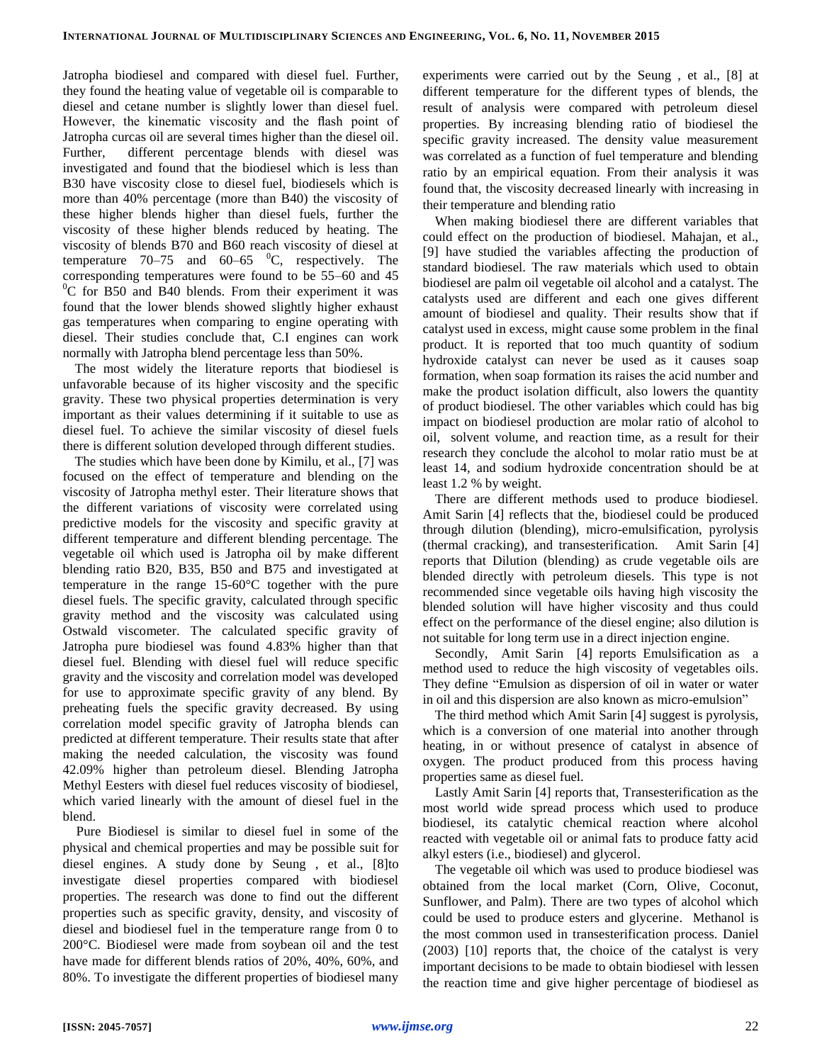Jatropha biodiesel and compared with diesel fuel. Further, they found the heating value of vegetable oil is comparable to diesel and cetane number is slightly lower than diesel fuel. However, the kinematic viscosity and the flash point of Jatropha curcas oil are several times higher than the diesel oil. Further, different percentage blends with diesel was investigated and found that the biodiesel which is less than B30 have viscosity close to diesel fuel, biodiesels which is more than 40% percentage (more than B40) the viscosity of these higher blends higher than diesel fuels, further the viscosity of these higher blends reduced by heating. The viscosity of blends B70 and B60 reach viscosity of diesel at temperature 70–75 and 60–65 $^{0}$C, respectively. The corresponding temperatures were found to be 55–60 and 45 $^{0}$C for B50 and B40 blends. From their experiment it was found that the lower blends showed slightly higher exhaust gas temperatures when comparing to engine operating with diesel. Their studies conclude that, C.I engines can work normally with Jatropha blend percentage less than 50%.

The most widely the literature reports that biodiesel is unfavorable because of its higher viscosity and the specific gravity. These two physical properties determination is very important as their values determining if it suitable to use as diesel fuel. To achieve the similar viscosity of diesel fuels there is different solution developed through different studies.

The studies which have been done by Kimilu, et al., [7] was focused on the effect of temperature and blending on the viscosity of Jatropha methyl ester. Their literature shows that the different variations of viscosity were correlated using predictive models for the viscosity and specific gravity at different temperature and different blending percentage. The vegetable oil which used is Jatropha oil by make different blending ratio B20, B35, B50 and B75 and investigated at temperature in the range 15-60°C together with the pure diesel fuels. The specific gravity, calculated through specific gravity method and the viscosity was calculated using Ostwald viscometer. The calculated specific gravity of Jatropha pure biodiesel was found 4.83% higher than that diesel fuel. Blending with diesel fuel will reduce specific gravity and the viscosity and correlation model was developed for use to approximate specific gravity of any blend. By preheating fuels the specific gravity decreased. By using correlation model specific gravity of Jatropha blends can predicted at different temperature. Their results state that after making the needed calculation, the viscosity was found 42.09% higher than petroleum diesel. Blending Jatropha Methyl Eesters with diesel fuel reduces viscosity of biodiesel, which varied linearly with the amount of diesel fuel in the blend.

Pure Biodiesel is similar to diesel fuel in some of the physical and chemical properties and may be possible suit for diesel engines. A study done by Seung , et al., [8]to investigate diesel properties compared with biodiesel properties. The research was done to find out the different properties such as specific gravity, density, and viscosity of diesel and biodiesel fuel in the temperature range from 0 to 200°C. Biodiesel were made from soybean oil and the test have made for different blends ratios of 20%, 40%, 60%, and 80%. To investigate the different properties of biodiesel many experiments were carried out by the Seung , et al., [8] at different temperature for the different types of blends, the result of analysis were compared with petroleum diesel properties. By increasing blending ratio of biodiesel the specific gravity increased. The density value measurement was correlated as a function of fuel temperature and blending ratio by an empirical equation. From their analysis it was found that, the viscosity decreased linearly with increasing in their temperature and blending ratio

When making biodiesel there are different variables that could effect on the production of biodiesel. Mahajan, et al., [9] have studied the variables affecting the production of standard biodiesel. The raw materials which used to obtain biodiesel are palm oil vegetable oil alcohol and a catalyst. The catalysts used are different and each one gives different amount of biodiesel and quality. Their results show that if catalyst used in excess, might cause some problem in the final product. It is reported that too much quantity of sodium hydroxide catalyst can never be used as it causes soap formation, when soap formation its raises the acid number and make the product isolation difficult, also lowers the quantity of product biodiesel. The other variables which could has big impact on biodiesel production are molar ratio of alcohol to oil, solvent volume, and reaction time, as a result for their research they conclude the alcohol to molar ratio must be at least 14, and sodium hydroxide concentration should be at least 1.2 % by weight.

There are different methods used to produce biodiesel. Amit Sarin [4] reflects that the, biodiesel could be produced through dilution (blending), micro-emulsification, pyrolysis (thermal cracking), and transesterification. Amit Sarin [4] reports that Dilution (blending) as crude vegetable oils are blended directly with petroleum diesels. This type is not recommended since vegetable oils having high viscosity the blended solution will have higher viscosity and thus could effect on the performance of the diesel engine; also dilution is not suitable for long term use in a direct injection engine.

Secondly, Amit Sarin [4] reports Emulsification as a method used to reduce the high viscosity of vegetables oils. They define "Emulsion as dispersion of oil in water or water in oil and this dispersion are also known as micro-emulsion"

The third method which Amit Sarin [4] suggest is pyrolysis, which is a conversion of one material into another through heating, in or without presence of catalyst in absence of oxygen. The product produced from this process having properties same as diesel fuel.

Lastly Amit Sarin [4] reports that, Transesterification as the most world wide spread process which used to produce biodiesel, its catalytic chemical reaction where alcohol reacted with vegetable oil or animal fats to produce fatty acid alkyl esters (i.e., biodiesel) and glycerol.

The vegetable oil which was used to produce biodiesel was obtained from the local market (Corn, Olive, Coconut, Sunflower, and Palm). There are two types of alcohol which could be used to produce esters and glycerine. Methanol is the most common used in transesterification process. Daniel (2003) [10] reports that, the choice of the catalyst is very important decisions to be made to obtain biodiesel with lessen the reaction time and give higher percentage of biodiesel as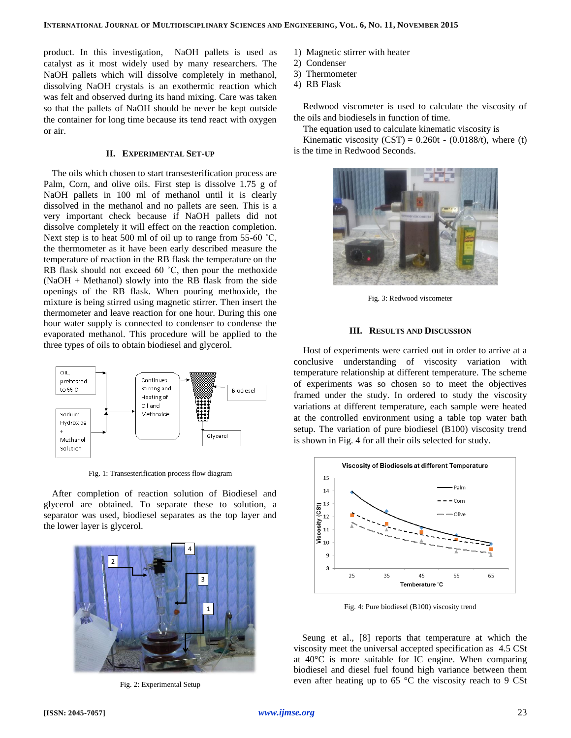product. In this investigation, NaOH pallets is used as catalyst as it most widely used by many researchers. The NaOH pallets which will dissolve completely in methanol, dissolving NaOH crystals is an exothermic reaction which was felt and observed during its hand mixing. Care was taken so that the pallets of NaOH should be never be kept outside the container for long time because its tend react with oxygen or air.

## II. Experimental Set-up

The oils which chosen to start transesterification process are Palm, Corn, and olive oils. First step is dissolve 1.75 g of NaOH pallets in 100 ml of methanol until it is clearly dissolved in the methanol and no pallets are seen. This is a very important check because if NaOH pallets did not dissolve completely it will effect on the reaction completion. Next step is to heat 500 ml of oil up to range from 55-60 ˚C, the thermometer as it have been early described measure the temperature of reaction in the RB flask the temperature on the RB flask should not exceed 60 ˚C, then pour the methoxide (NaOH + Methanol) slowly into the RB flask from the side openings of the RB flask. When pouring methoxide, the mixture is being stirred using magnetic stirrer. Then insert the thermometer and leave reaction for one hour. During this one hour water supply is connected to condenser to condense the evaporated methanol. This procedure will be applied to the three types of oils to obtain biodiesel and glycerol.

Oil, preheated to 55 C

Sodium Hydroxide + Methanol Solution

Continues Stirring and Heating of Oil and Methoxide

Biodiesel

Glycerol

Fig. 1: Transesterification process flow diagram

After completion of reaction solution of Biodiesel and glycerol are obtained. To separate these to solution, a separator was used, biodiesel separates as the top layer and the lower layer is glycerol.

Fig. 2: Experimental Setup

1) Magnetic stirrer with heater
2) Condenser
3) Thermometer
4) RB Flask

Redwood viscometer is used to calculate the viscosity of the oils and biodiesels in function of time.

The equation used to calculate kinematic viscosity is

Kinematic viscosity (CST) = $0.260t - (0.0188/t)$, where (t) is the time in Redwood Seconds.

Fig. 3: Redwood viscometer

## III. Results and Discussion

Host of experiments were carried out in order to arrive at a conclusive understanding of viscosity variation with temperature relationship at different temperature. The scheme of experiments was so chosen so to meet the objectives framed under the study. In ordered to study the viscosity variations at different temperature, each sample were heated at the controlled environment using a table top water bath setup. The variation of pure biodiesel (B100) viscosity trend is shown in Fig. 4 for all their oils selected for study.

Fig. 4: Pure biodiesel (B100) viscosity trend

Seung et al., [8] reports that temperature at which the viscosity meet the universal accepted specification as 4.5 CSt at 40°C is more suitable for IC engine. When comparing biodiesel and diesel fuel found high variance between them even after heating up to 65 °C the viscosity reach to 9 CSt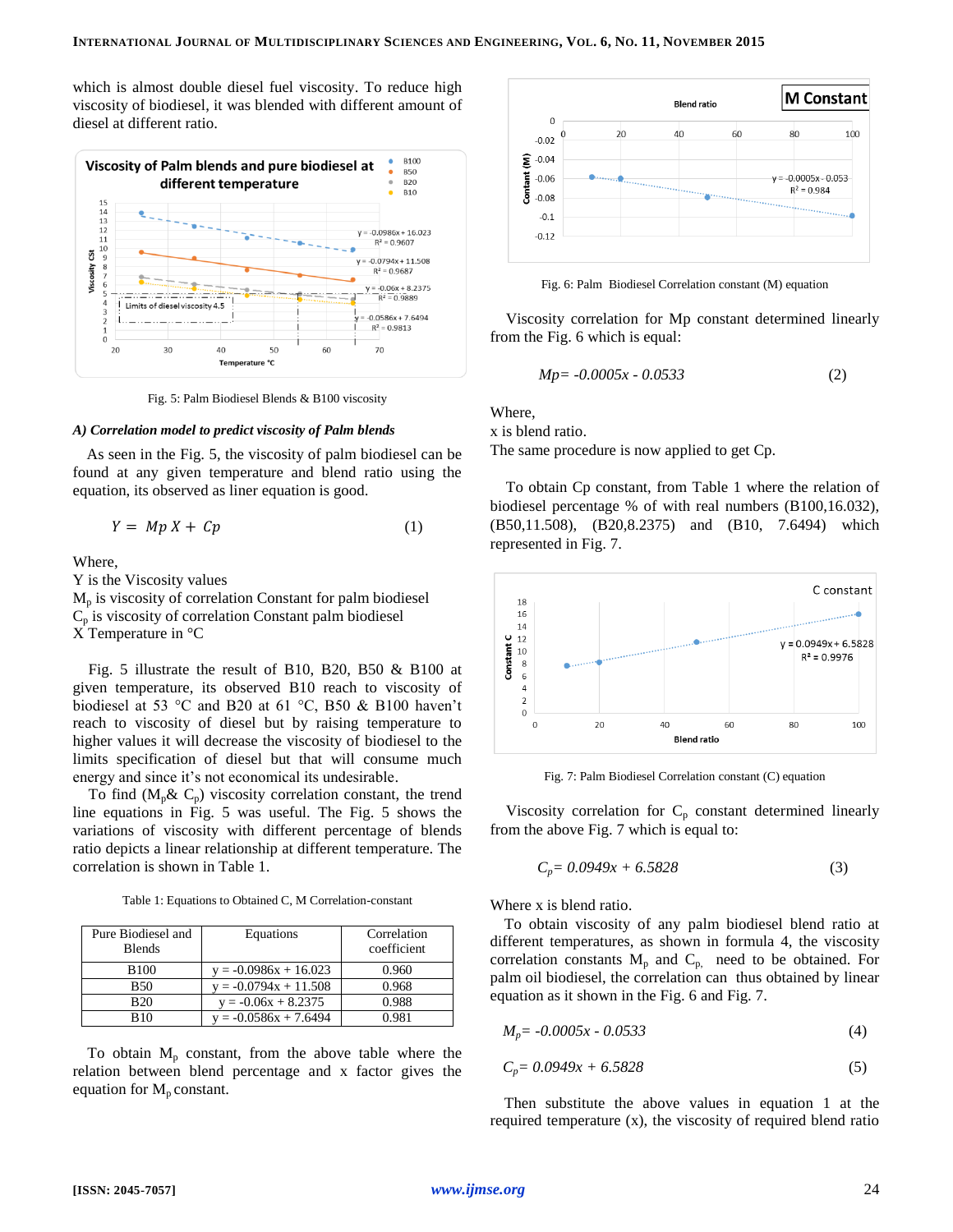which is almost double diesel fuel viscosity. To reduce high viscosity of biodiesel, it was blended with different amount of diesel at different ratio.

Fig. 5: Palm Biodiesel Blends & B100 viscosity

### A) Correlation model to predict viscosity of Palm blends

As seen in the Fig. 5, the viscosity of palm biodiesel can be found at any given temperature and blend ratio using the equation, its observed as liner equation is good.

$$Y = Mp\,X + Cp \qquad (1)$$

Where,
Y is the Viscosity values
$M_p$ is viscosity of correlation Constant for palm biodiesel
$C_p$ is viscosity of correlation Constant palm biodiesel
X Temperature in °C

Fig. 5 illustrate the result of B10, B20, B50 & B100 at given temperature, its observed B10 reach to viscosity of biodiesel at 53 °C and B20 at 61 °C, B50 & B100 haven't reach to viscosity of diesel but by raising temperature to higher values it will decrease the viscosity of biodiesel to the limits specification of diesel but that will consume much energy and since it's not economical its undesirable.

To find ($M_p$& $C_p$) viscosity correlation constant, the trend line equations in Fig. 5 was useful. The Fig. 5 shows the variations of viscosity with different percentage of blends ratio depicts a linear relationship at different temperature. The correlation is shown in Table 1.

Table 1: Equations to Obtained C, M Correlation-constant

| Pure Biodiesel and Blends | Equations | Correlation coefficient |
|---|---|---|
| B100 | y = -0.0986x + 16.023 | 0.960 |
| B50 | y = -0.0794x + 11.508 | 0.968 |
| B20 | y = -0.06x + 8.2375 | 0.988 |
| B10 | y = -0.0586x + 7.6494 | 0.981 |

To obtain $M_p$ constant, from the above table where the relation between blend percentage and x factor gives the equation for $M_p$ constant.

Fig. 6: Palm Biodiesel Correlation constant (M) equation

Viscosity correlation for Mp constant determined linearly from the Fig. 6 which is equal:

$$Mp= -0.0005x - 0.0533 \qquad (2)$$

Where,
x is blend ratio.
The same procedure is now applied to get Cp.

To obtain Cp constant, from Table 1 where the relation of biodiesel percentage % of with real numbers (B100,16.032), (B50,11.508), (B20,8.2375) and (B10, 7.6494) which represented in Fig. 7.

Fig. 7: Palm Biodiesel Correlation constant (C) equation

Viscosity correlation for $C_p$ constant determined linearly from the above Fig. 7 which is equal to:

$$C_p= 0.0949x + 6.5828 \qquad (3)$$

Where x is blend ratio.

To obtain viscosity of any palm biodiesel blend ratio at different temperatures, as shown in formula 4, the viscosity correlation constants $M_p$ and $C_{p,}$ need to be obtained. For palm oil biodiesel, the correlation can thus obtained by linear equation as it shown in the Fig. 6 and Fig. 7.

$$M_p= -0.0005x - 0.0533 \qquad (4)$$

$$C_p= 0.0949x + 6.5828 \qquad (5)$$

Then substitute the above values in equation 1 at the required temperature (x), the viscosity of required blend ratio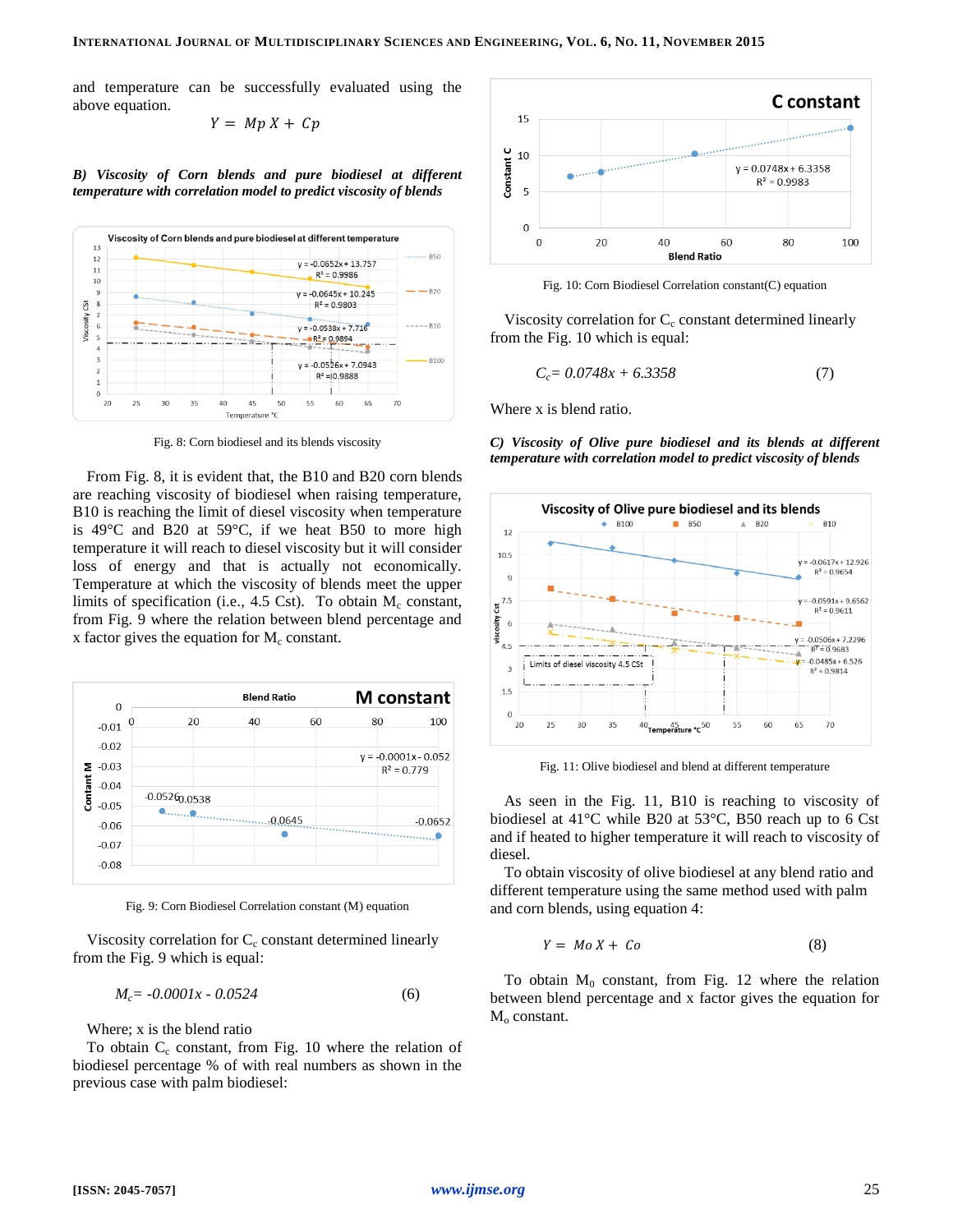and temperature can be successfully evaluated using the above equation.

$$Y = Mp\,X + Cp$$

***B) Viscosity of Corn blends and pure biodiesel at different temperature with correlation model to predict viscosity of blends***

Fig. 8: Corn biodiesel and its blends viscosity

From Fig. 8, it is evident that, the B10 and B20 corn blends are reaching viscosity of biodiesel when raising temperature, B10 is reaching the limit of diesel viscosity when temperature is 49°C and B20 at 59°C, if we heat B50 to more high temperature it will reach to diesel viscosity but it will consider loss of energy and that is actually not economically. Temperature at which the viscosity of blends meet the upper limits of specification (i.e., 4.5 Cst). To obtain $M_c$ constant, from Fig. 9 where the relation between blend percentage and x factor gives the equation for $M_c$ constant.

Fig. 9: Corn Biodiesel Correlation constant (M) equation

Viscosity correlation for $C_c$ constant determined linearly from the Fig. 9 which is equal:

$$M_c = -0.0001x - 0.0524 \qquad (6)$$

Where; x is the blend ratio

To obtain $C_c$ constant, from Fig. 10 where the relation of biodiesel percentage % of with real numbers as shown in the previous case with palm biodiesel:

Fig. 10: Corn Biodiesel Correlation constant(C) equation

Viscosity correlation for $C_c$ constant determined linearly from the Fig. 10 which is equal:

$$C_c = 0.0748x + 6.3358 \qquad (7)$$

Where x is blend ratio.

***C) Viscosity of Olive pure biodiesel and its blends at different temperature with correlation model to predict viscosity of blends***

Fig. 11: Olive biodiesel and blend at different temperature

As seen in the Fig. 11, B10 is reaching to viscosity of biodiesel at 41°C while B20 at 53°C, B50 reach up to 6 Cst and if heated to higher temperature it will reach to viscosity of diesel.

To obtain viscosity of olive biodiesel at any blend ratio and different temperature using the same method used with palm and corn blends, using equation 4:

$$Y = Mo\,X + Co \qquad (8)$$

To obtain $M_0$ constant, from Fig. 12 where the relation between blend percentage and x factor gives the equation for $M_o$ constant.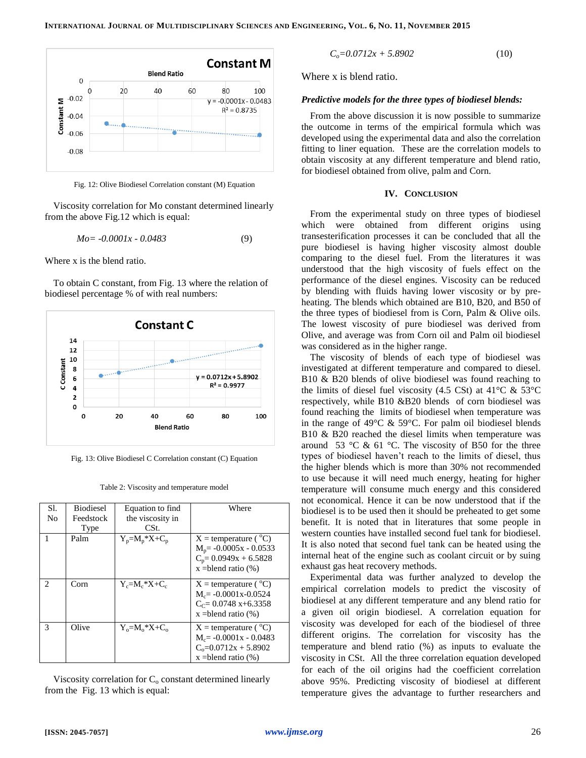Fig. 12: Olive Biodiesel Correlation constant (M) Equation

Viscosity correlation for Mo constant determined linearly from the above Fig.12 which is equal:

$$Mo= -0.0001x - 0.0483 \quad (9)$$

Where x is the blend ratio.

To obtain C constant, from Fig. 13 where the relation of biodiesel percentage % of with real numbers:

Fig. 13: Olive Biodiesel C Correlation constant (C) Equation

Table 2: Viscosity and temperature model

| Sl. No | Biodiesel Feedstock Type | Equation to find the viscosity in CSt. | Where |
|---|---|---|---|
| 1 | Palm | $Y_p=M_p*X+C_p$ | X = temperature ( $^{o}$C) $M_p$= -0.0005x - 0.0533 $C_p$= 0.0949x + 6.5828 x =blend ratio (%) |
| 2 | Corn | $Y_c=M_c*X+C_c$ | X = temperature ( $^{o}$C) $M_c$= -0.0001x-0.0524 $C_C$= 0.0748 x+6.3358 x =blend ratio (%) |
| 3 | Olive | $Y_o=M_o*X+C_o$ | X = temperature ( $^{o}$C) $M_c$= -0.0001x - 0.0483 $C_o$=0.0712x + 5.8902 x =blend ratio (%) |

Viscosity correlation for $C_o$ constant determined linearly from the Fig. 13 which is equal:

$$C_o=0.0712x + 5.8902 \quad (10)$$

Where x is blend ratio.

***Predictive models for the three types of biodiesel blends:***

From the above discussion it is now possible to summarize the outcome in terms of the empirical formula which was developed using the experimental data and also the correlation fitting to liner equation. These are the correlation models to obtain viscosity at any different temperature and blend ratio, for biodiesel obtained from olive, palm and Corn.

## IV. Conclusion

From the experimental study on three types of biodiesel which were obtained from different origins using transesterification processes it can be concluded that all the pure biodiesel is having higher viscosity almost double comparing to the diesel fuel. From the literatures it was understood that the high viscosity of fuels effect on the performance of the diesel engines. Viscosity can be reduced by blending with fluids having lower viscosity or by pre-heating. The blends which obtained are B10, B20, and B50 of the three types of biodiesel from is Corn, Palm & Olive oils. The lowest viscosity of pure biodiesel was derived from Olive, and average was from Corn oil and Palm oil biodiesel was considered as in the higher range.

The viscosity of blends of each type of biodiesel was investigated at different temperature and compared to diesel. B10 & B20 blends of olive biodiesel was found reaching to the limits of diesel fuel viscosity (4.5 CSt) at 41°C & 53°C respectively, while B10 &B20 blends of corn biodiesel was found reaching the limits of biodiesel when temperature was in the range of 49°C & 59°C. For palm oil biodiesel blends B10 & B20 reached the diesel limits when temperature was around 53 °C & 61 °C. The viscosity of B50 for the three types of biodiesel haven't reach to the limits of diesel, thus the higher blends which is more than 30% not recommended to use because it will need much energy, heating for higher temperature will consume much energy and this considered not economical. Hence it can be now understood that if the biodiesel is to be used then it should be preheated to get some benefit. It is noted that in literatures that some people in western counties have installed second fuel tank for biodiesel. It is also noted that second fuel tank can be heated using the internal heat of the engine such as coolant circuit or by suing exhaust gas heat recovery methods.

Experimental data was further analyzed to develop the empirical correlation models to predict the viscosity of biodiesel at any different temperature and any blend ratio for a given oil origin biodiesel. A correlation equation for viscosity was developed for each of the biodiesel of three different origins. The correlation for viscosity has the temperature and blend ratio (%) as inputs to evaluate the viscosity in CSt. All the three correlation equation developed for each of the oil origins had the coefficient correlation above 95%. Predicting viscosity of biodiesel at different temperature gives the advantage to further researchers and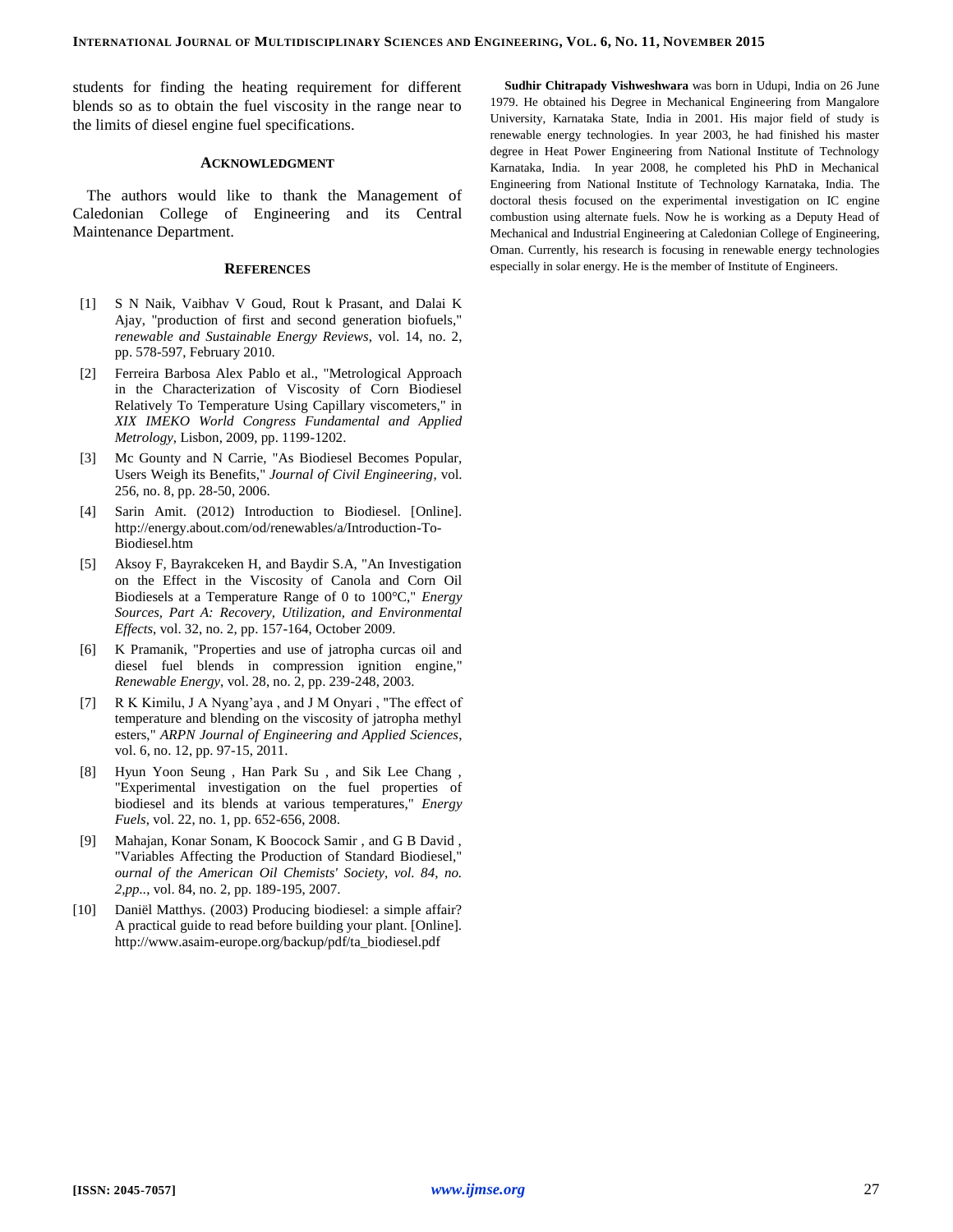students for finding the heating requirement for different blends so as to obtain the fuel viscosity in the range near to the limits of diesel engine fuel specifications.

## Acknowledgment

The authors would like to thank the Management of Caledonian College of Engineering and its Central Maintenance Department.

## References

[1] S N Naik, Vaibhav V Goud, Rout k Prasant, and Dalai K Ajay, "production of first and second generation biofuels," *renewable and Sustainable Energy Reviews*, vol. 14, no. 2, pp. 578-597, February 2010.

[2] Ferreira Barbosa Alex Pablo et al., "Metrological Approach in the Characterization of Viscosity of Corn Biodiesel Relatively To Temperature Using Capillary viscometers," in *XIX IMEKO World Congress Fundamental and Applied Metrology*, Lisbon, 2009, pp. 1199-1202.

[3] Mc Gounty and N Carrie, "As Biodiesel Becomes Popular, Users Weigh its Benefits," *Journal of Civil Engineering*, vol. 256, no. 8, pp. 28-50, 2006.

[4] Sarin Amit. (2012) Introduction to Biodiesel. [Online]. http://energy.about.com/od/renewables/a/Introduction-To-Biodiesel.htm

[5] Aksoy F, Bayrakceken H, and Baydir S.A, "An Investigation on the Effect in the Viscosity of Canola and Corn Oil Biodiesels at a Temperature Range of 0 to 100°C," *Energy Sources, Part A: Recovery, Utilization, and Environmental Effects*, vol. 32, no. 2, pp. 157-164, October 2009.

[6] K Pramanik, "Properties and use of jatropha curcas oil and diesel fuel blends in compression ignition engine," *Renewable Energy*, vol. 28, no. 2, pp. 239-248, 2003.

[7] R K Kimilu, J A Nyang'aya , and J M Onyari , "The effect of temperature and blending on the viscosity of jatropha methyl esters," *ARPN Journal of Engineering and Applied Sciences*, vol. 6, no. 12, pp. 97-15, 2011.

[8] Hyun Yoon Seung , Han Park Su , and Sik Lee Chang , "Experimental investigation on the fuel properties of biodiesel and its blends at various temperatures," *Energy Fuels*, vol. 22, no. 1, pp. 652-656, 2008.

[9] Mahajan, Konar Sonam, K Boocock Samir , and G B David , "Variables Affecting the Production of Standard Biodiesel," *ournal of the American Oil Chemists' Society, vol. 84, no. 2,pp..*, vol. 84, no. 2, pp. 189-195, 2007.

[10] Daniël Matthys. (2003) Producing biodiesel: a simple affair? A practical guide to read before building your plant. [Online]. http://www.asaim-europe.org/backup/pdf/ta_biodiesel.pdf

**Sudhir Chitrapady Vishweshwara** was born in Udupi, India on 26 June 1979. He obtained his Degree in Mechanical Engineering from Mangalore University, Karnataka State, India in 2001. His major field of study is renewable energy technologies. In year 2003, he had finished his master degree in Heat Power Engineering from National Institute of Technology Karnataka, India. In year 2008, he completed his PhD in Mechanical Engineering from National Institute of Technology Karnataka, India. The doctoral thesis focused on the experimental investigation on IC engine combustion using alternate fuels. Now he is working as a Deputy Head of Mechanical and Industrial Engineering at Caledonian College of Engineering, Oman. Currently, his research is focusing in renewable energy technologies especially in solar energy. He is the member of Institute of Engineers.